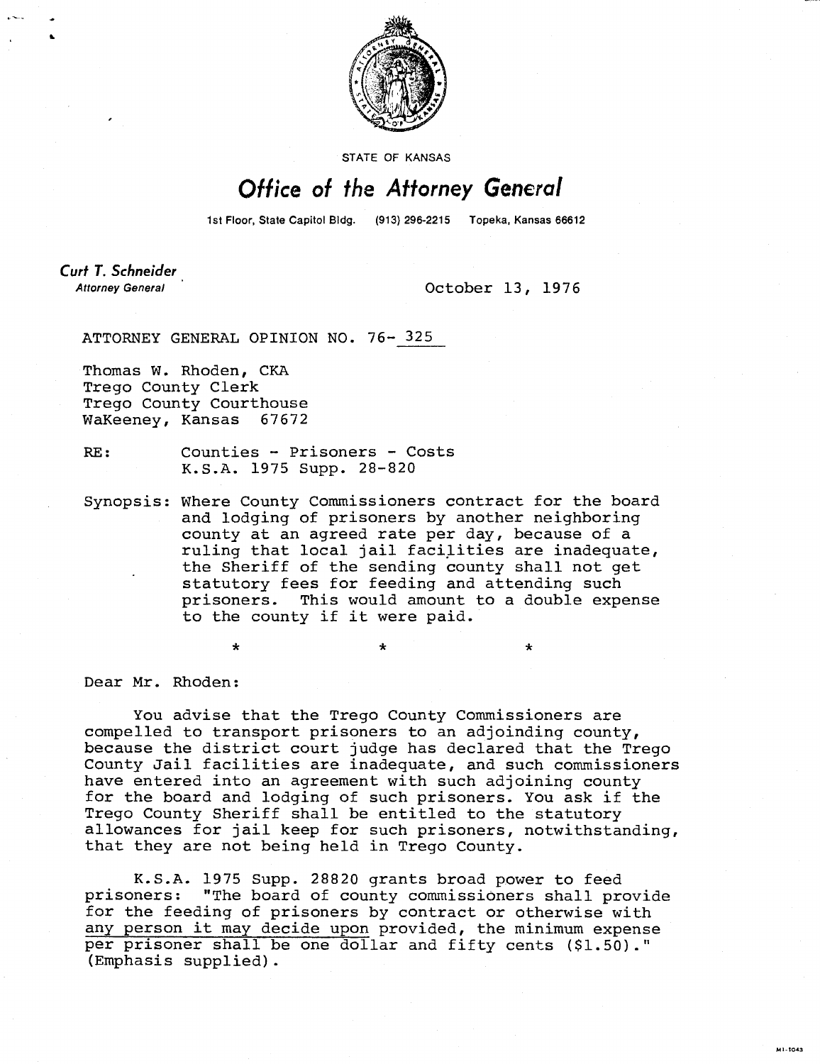STATE OF KANSAS

# Office of the Attorney General

1st Floor, State Capitol Bldg. (913) 296-2215 Topeka, Kansas 66612

**Curt T. Schneider**
*Attorney General*

October 13, 1976

ATTORNEY GENERAL OPINION NO. 76- 325

Thomas W. Rhoden, CKA
Trego County Clerk
Trego County Courthouse
WaKeeney, Kansas 67672

RE: Counties - Prisoners - Costs
K.S.A. 1975 Supp. 28-820

Synopsis: Where County Commissioners contract for the board and lodging of prisoners by another neighboring county at an agreed rate per day, because of a ruling that local jail facilities are inadequate, the Sheriff of the sending county shall not get statutory fees for feeding and attending such prisoners. This would amount to a double expense to the county if it were paid.

\* \* \*

Dear Mr. Rhoden:

You advise that the Trego County Commissioners are compelled to transport prisoners to an adjoinding county, because the district court judge has declared that the Trego County Jail facilities are inadequate, and such commissioners have entered into an agreement with such adjoining county for the board and lodging of such prisoners. You ask if the Trego County Sheriff shall be entitled to the statutory allowances for jail keep for such prisoners, notwithstanding, that they are not being held in Trego County.

K.S.A. 1975 Supp. 28820 grants broad power to feed prisoners: "The board of county commissioners shall provide for the feeding of prisoners by contract or otherwise with <u>any person it may decide upon</u> provided, the minimum expense per prisoner shall be one dollar and fifty cents ($1.50)." (Emphasis supplied).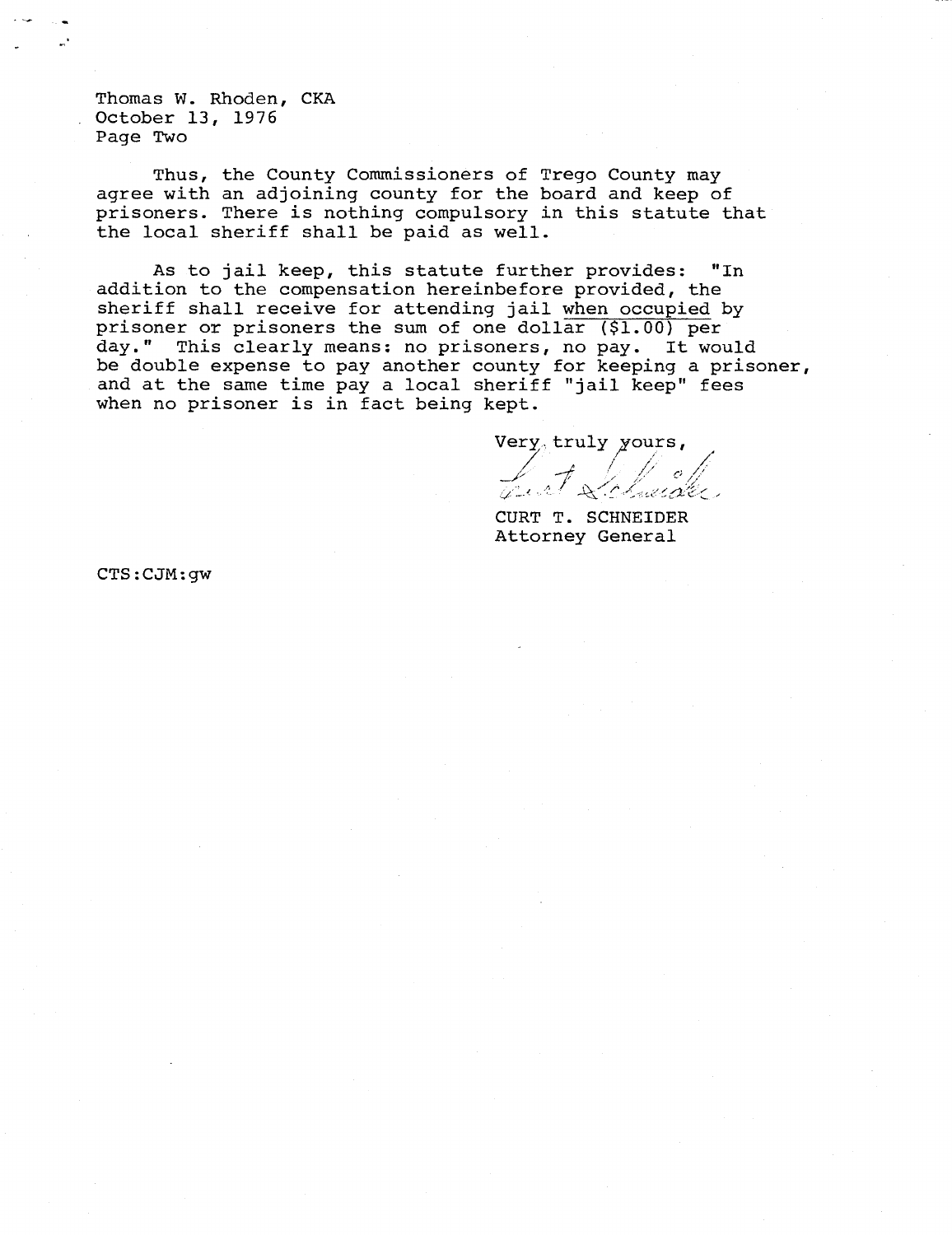Thomas W. Rhoden, CKA
October 13, 1976
Page Two

Thus, the County Commissioners of Trego County may agree with an adjoining county for the board and keep of prisoners. There is nothing compulsory in this statute that the local sheriff shall be paid as well.

As to jail keep, this statute further provides: "In addition to the compensation hereinbefore provided, the sheriff shall receive for attending jail <u>when occupied</u> by prisoner or prisoners the sum of one dollar ($1.00) per day." This clearly means: no prisoners, no pay. It would be double expense to pay another county for keeping a prisoner, and at the same time pay a local sheriff "jail keep" fees when no prisoner is in fact being kept.

Very truly yours,

CURT T. SCHNEIDER
Attorney General

CTS:CJM:gw